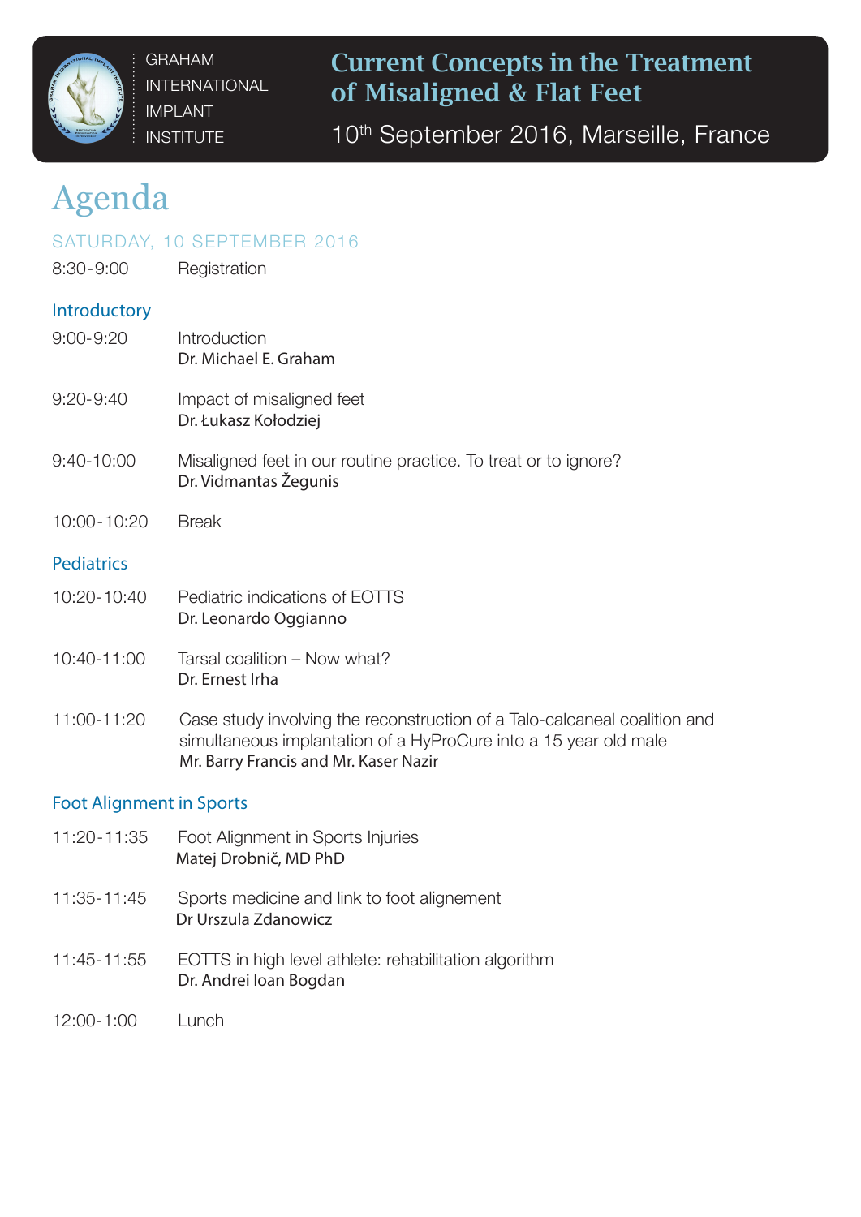GRAHAM INTERNATIONAL IMPLANT INSTITUTE

# Current Concepts in the Treatment of Misaligned & Flat Feet

10th September 2016, Marseille, France

## Agenda

SATURDAY, 10 SEPTEMBER 2016

8:30-9:00 Registration

### Introductory

9:00-9:20 Introduction
Dr. Michael E. Graham

9:20-9:40 Impact of misaligned feet
Dr. Łukasz Kołodziej

9:40-10:00 Misaligned feet in our routine practice. To treat or to ignore?
Dr. Vidmantas Žegunis

10:00-10:20 Break

### Pediatrics

10:20-10:40 Pediatric indications of EOTTS
Dr. Leonardo Oggianno

10:40-11:00 Tarsal coalition – Now what?
Dr. Ernest Irha

11:00-11:20 Case study involving the reconstruction of a Talo-calcaneal coalition and simultaneous implantation of a HyProCure into a 15 year old male
Mr. Barry Francis and Mr. Kaser Nazir

### Foot Alignment in Sports

11:20-11:35 Foot Alignment in Sports Injuries
Matej Drobnič, MD PhD

11:35-11:45 Sports medicine and link to foot alignement
Dr Urszula Zdanowicz

11:45-11:55 EOTTS in high level athlete: rehabilitation algorithm
Dr. Andrei Ioan Bogdan

12:00-1:00 Lunch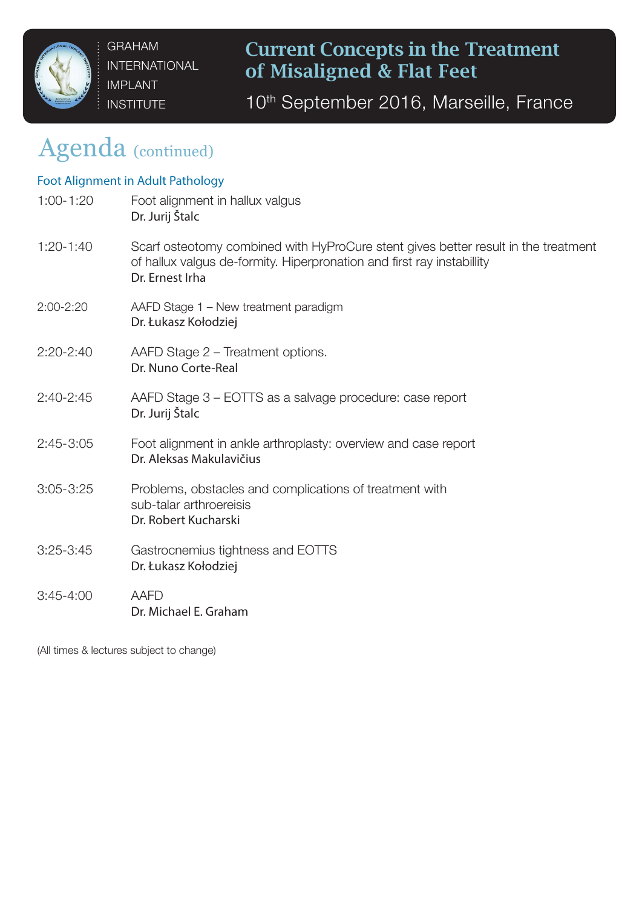GRAHAM INTERNATIONAL IMPLANT INSTITUTE

# Current Concepts in the Treatment of Misaligned & Flat Feet

10th September 2016, Marseille, France

## Agenda (continued)

### Foot Alignment in Adult Pathology

| | | |
|---|---|---|
| 1:00-1:20 | Foot alignment in hallux valgus | Dr. Jurij Štalc |
| 1:20-1:40 | Scarf osteotomy combined with HyProCure stent gives better result in the treatment of hallux valgus de-formity. Hiperpronation and first ray instabillity | Dr. Ernest Irha |
| 2:00-2:20 | AAFD Stage 1 – New treatment paradigm | Dr. Łukasz Kołodziej |
| 2:20-2:40 | AAFD Stage 2 – Treatment options. | Dr. Nuno Corte-Real |
| 2:40-2:45 | AAFD Stage 3 – EOTTS as a salvage procedure: case report | Dr. Jurij Štalc |
| 2:45-3:05 | Foot alignment in ankle arthroplasty: overview and case report | Dr. Aleksas Makulavičius |
| 3:05-3:25 | Problems, obstacles and complications of treatment with sub-talar arthroereisis | Dr. Robert Kucharski |
| 3:25-3:45 | Gastrocnemius tightness and EOTTS | Dr. Łukasz Kołodziej |
| 3:45-4:00 | AAFD | Dr. Michael E. Graham |

(All times & lectures subject to change)